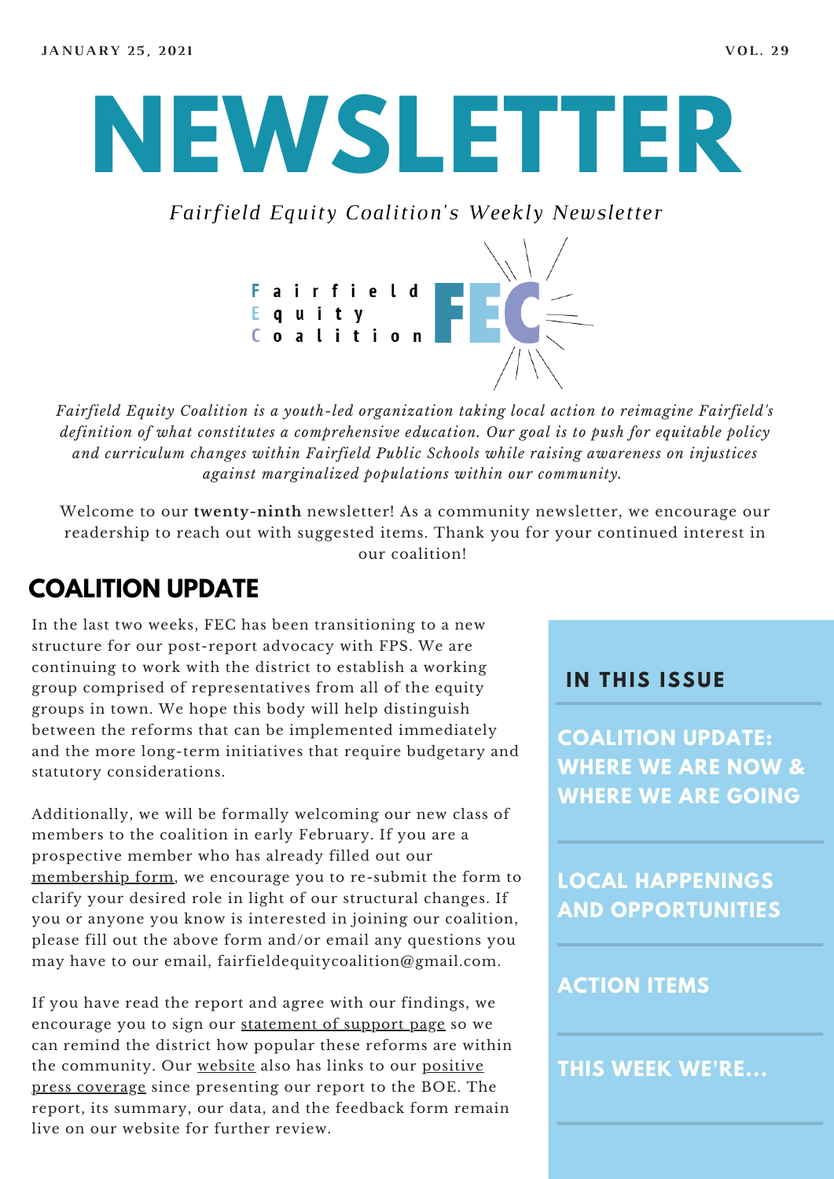JANUARY 25, 2021 VOL. 29

# NEWSLETTER

*Fairfield Equity Coalition's Weekly Newsletter*

Fairfield
Equity
Coalition
FEC

*Fairfield Equity Coalition is a youth-led organization taking local action to reimagine Fairfield's definition of what constitutes a comprehensive education. Our goal is to push for equitable policy and curriculum changes within Fairfield Public Schools while raising awareness on injustices against marginalized populations within our community.*

Welcome to our **twenty-ninth** newsletter! As a community newsletter, we encourage our readership to reach out with suggested items. Thank you for your continued interest in our coalition!

## COALITION UPDATE

In the last two weeks, FEC has been transitioning to a new structure for our post-report advocacy with FPS. We are continuing to work with the district to establish a working group comprised of representatives from all of the equity groups in town. We hope this body will help distinguish between the reforms that can be implemented immediately and the more long-term initiatives that require budgetary and statutory considerations.

Additionally, we will be formally welcoming our new class of members to the coalition in early February. If you are a prospective member who has already filled out our membership form, we encourage you to re-submit the form to clarify your desired role in light of our structural changes. If you or anyone you know is interested in joining our coalition, please fill out the above form and/or email any questions you may have to our email, fairfieldequitycoalition@gmail.com.

If you have read the report and agree with our findings, we encourage you to sign our statement of support page so we can remind the district how popular these reforms are within the community. Our website also has links to our positive press coverage since presenting our report to the BOE. The report, its summary, our data, and the feedback form remain live on our website for further review.

### IN THIS ISSUE

- COALITION UPDATE: WHERE WE ARE NOW & WHERE WE ARE GOING
- LOCAL HAPPENINGS AND OPPORTUNITIES
- ACTION ITEMS
- THIS WEEK WE'RE...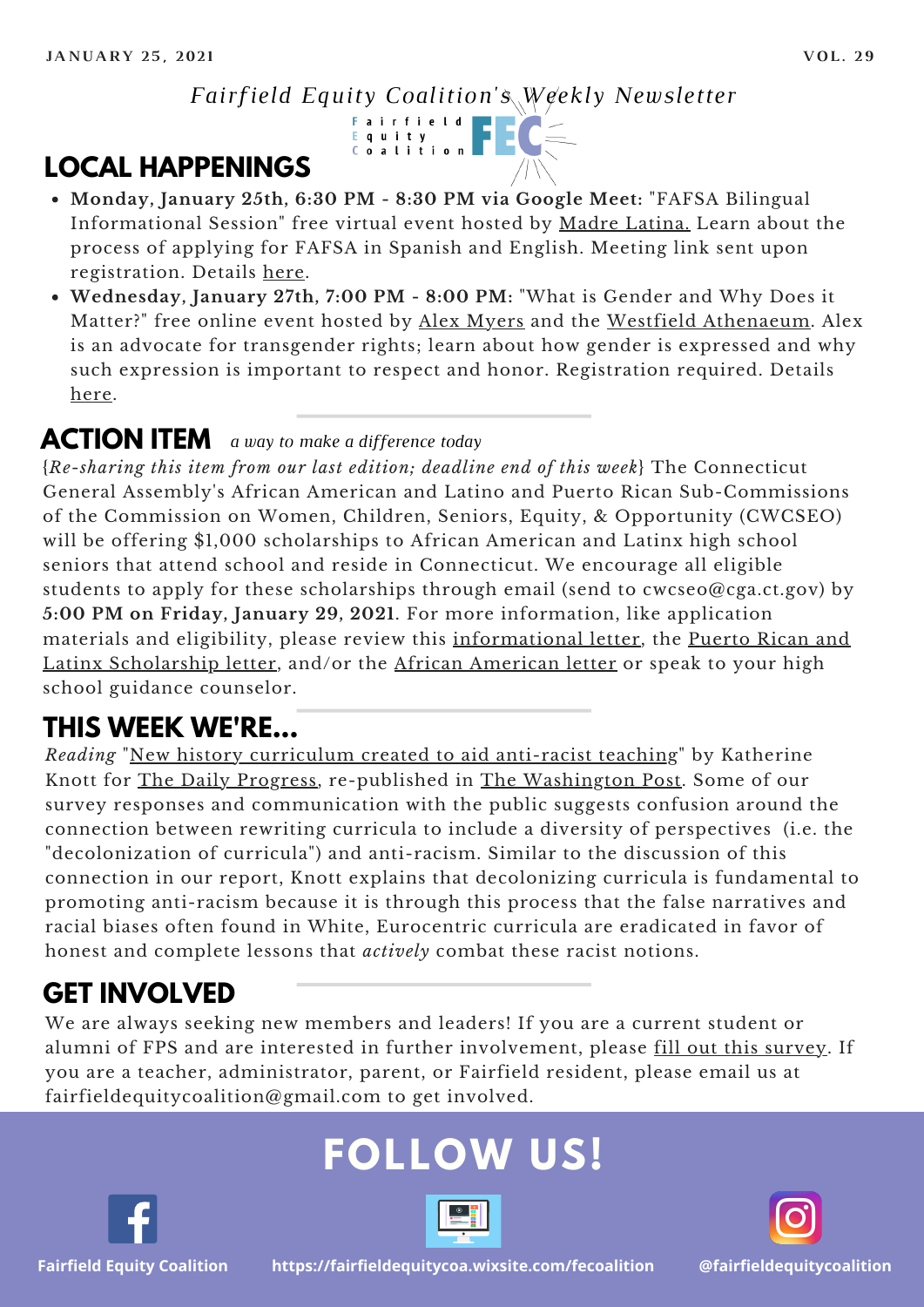JANUARY 25, 2021 VOL. 29

*Fairfield Equity Coalition's Weekly Newsletter*

## LOCAL HAPPENINGS

- **Monday, January 25th, 6:30 PM - 8:30 PM via Google Meet:** "FAFSA Bilingual Informational Session" free virtual event hosted by Madre Latina. Learn about the process of applying for FAFSA in Spanish and English. Meeting link sent upon registration. Details here.
- **Wednesday, January 27th, 7:00 PM - 8:00 PM:** "What is Gender and Why Does it Matter?" free online event hosted by Alex Myers and the Westfield Athenaeum. Alex is an advocate for transgender rights; learn about how gender is expressed and why such expression is important to respect and honor. Registration required. Details here.

## ACTION ITEM *a way to make a difference today*

{*Re-sharing this item from our last edition; deadline end of this week*} The Connecticut General Assembly's African American and Latino and Puerto Rican Sub-Commissions of the Commission on Women, Children, Seniors, Equity, & Opportunity (CWCSEO) will be offering $1,000 scholarships to African American and Latinx high school seniors that attend school and reside in Connecticut. We encourage all eligible students to apply for these scholarships through email (send to cwcseo@cga.ct.gov) by **5:00 PM on Friday, January 29, 2021**. For more information, like application materials and eligibility, please review this informational letter, the Puerto Rican and Latinx Scholarship letter, and/or the African American letter or speak to your high school guidance counselor.

## THIS WEEK WE'RE...

*Reading* "New history curriculum created to aid anti-racist teaching" by Katherine Knott for The Daily Progress, re-published in The Washington Post. Some of our survey responses and communication with the public suggests confusion around the connection between rewriting curricula to include a diversity of perspectives (i.e. the "decolonization of curricula") and anti-racism. Similar to the discussion of this connection in our report, Knott explains that decolonizing curricula is fundamental to promoting anti-racism because it is through this process that the false narratives and racial biases often found in White, Eurocentric curricula are eradicated in favor of honest and complete lessons that *actively* combat these racist notions.

## GET INVOLVED

We are always seeking new members and leaders! If you are a current student or alumni of FPS and are interested in further involvement, please fill out this survey. If you are a teacher, administrator, parent, or Fairfield resident, please email us at fairfieldequitycoalition@gmail.com to get involved.

## FOLLOW US!

Fairfield Equity Coalition

https://fairfieldequitycoa.wixsite.com/fecoalition

@fairfieldequitycoalition